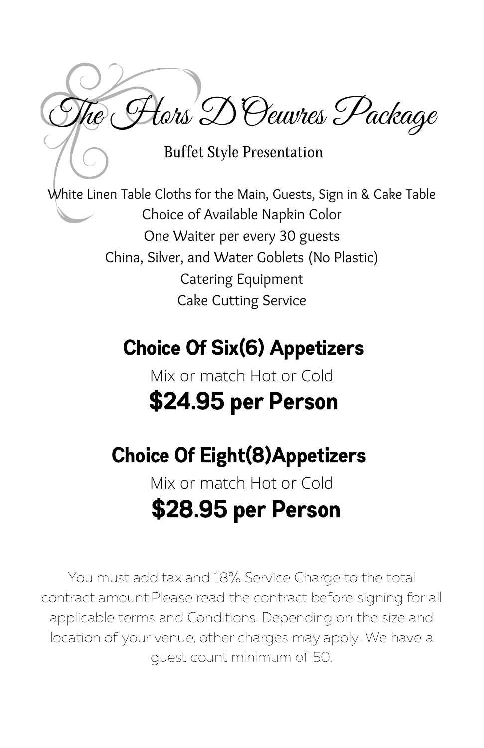# The Hors D'Oeuvres Package

Buffet Style Presentation

White Linen Table Cloths for the Main, Guests, Sign in & Cake Table
Choice of Available Napkin Color
One Waiter per every 30 guests
China, Silver, and Water Goblets (No Plastic)
Catering Equipment
Cake Cutting Service

## Choice Of Six(6) Appetizers

Mix or match Hot or Cold

**$24.95 per Person**

## Choice Of Eight(8)Appetizers

Mix or match Hot or Cold

**$28.95 per Person**

You must add tax and 18% Service Charge to the total contract amount.Please read the contract before signing for all applicable terms and Conditions. Depending on the size and location of your venue, other charges may apply. We have a guest count minimum of 50.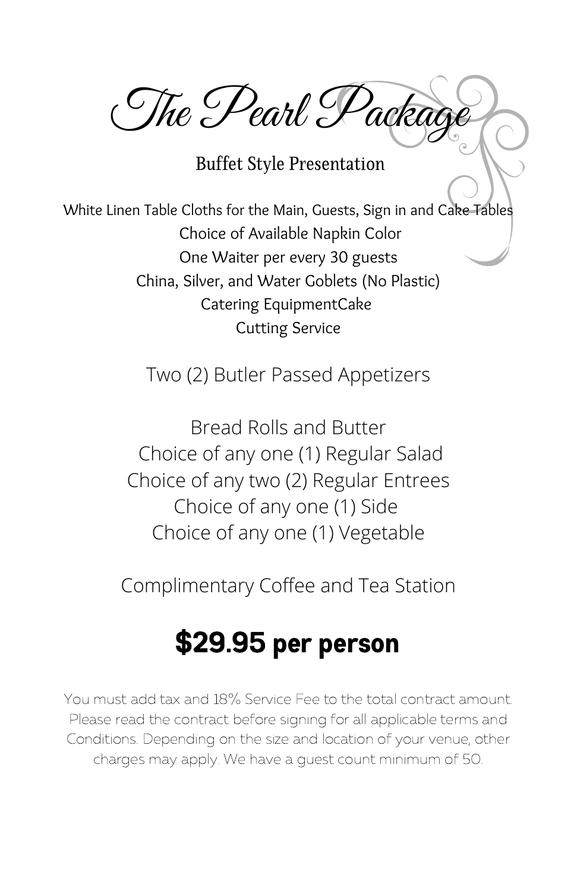# The Pearl Package

## Buffet Style Presentation

White Linen Table Cloths for the Main, Guests, Sign in and Cake Tables
Choice of Available Napkin Color
One Waiter per every 30 guests
China, Silver, and Water Goblets (No Plastic)
Catering EquipmentCake
Cutting Service

Two (2) Butler Passed Appetizers

Bread Rolls and Butter
Choice of any one (1) Regular Salad
Choice of any two (2) Regular Entrees
Choice of any one (1) Side
Choice of any one (1) Vegetable

Complimentary Coffee and Tea Station

**$29.95 per person**

You must add tax and 18% Service Fee to the total contract amount. Please read the contract before signing for all applicable terms and Conditions. Depending on the size and location of your venue, other charges may apply. We have a guest count minimum of 50.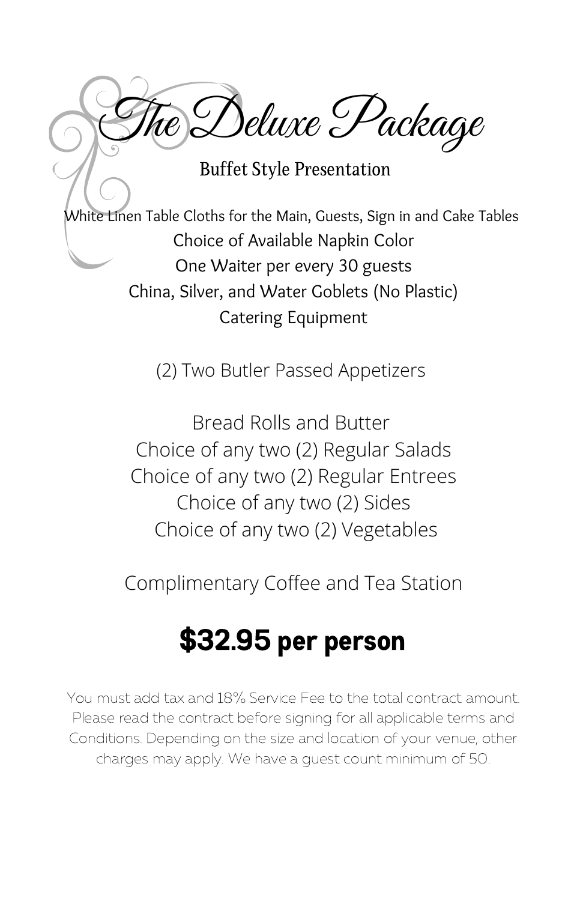# The Deluxe Package

## Buffet Style Presentation

White Linen Table Cloths for the Main, Guests, Sign in and Cake Tables
Choice of Available Napkin Color
One Waiter per every 30 guests
China, Silver, and Water Goblets (No Plastic)
Catering Equipment

(2) Two Butler Passed Appetizers

Bread Rolls and Butter
Choice of any two (2) Regular Salads
Choice of any two (2) Regular Entrees
Choice of any two (2) Sides
Choice of any two (2) Vegetables

Complimentary Coffee and Tea Station

## $32.95 per person

You must add tax and 18% Service Fee to the total contract amount. Please read the contract before signing for all applicable terms and Conditions. Depending on the size and location of your venue, other charges may apply. We have a guest count minimum of 50.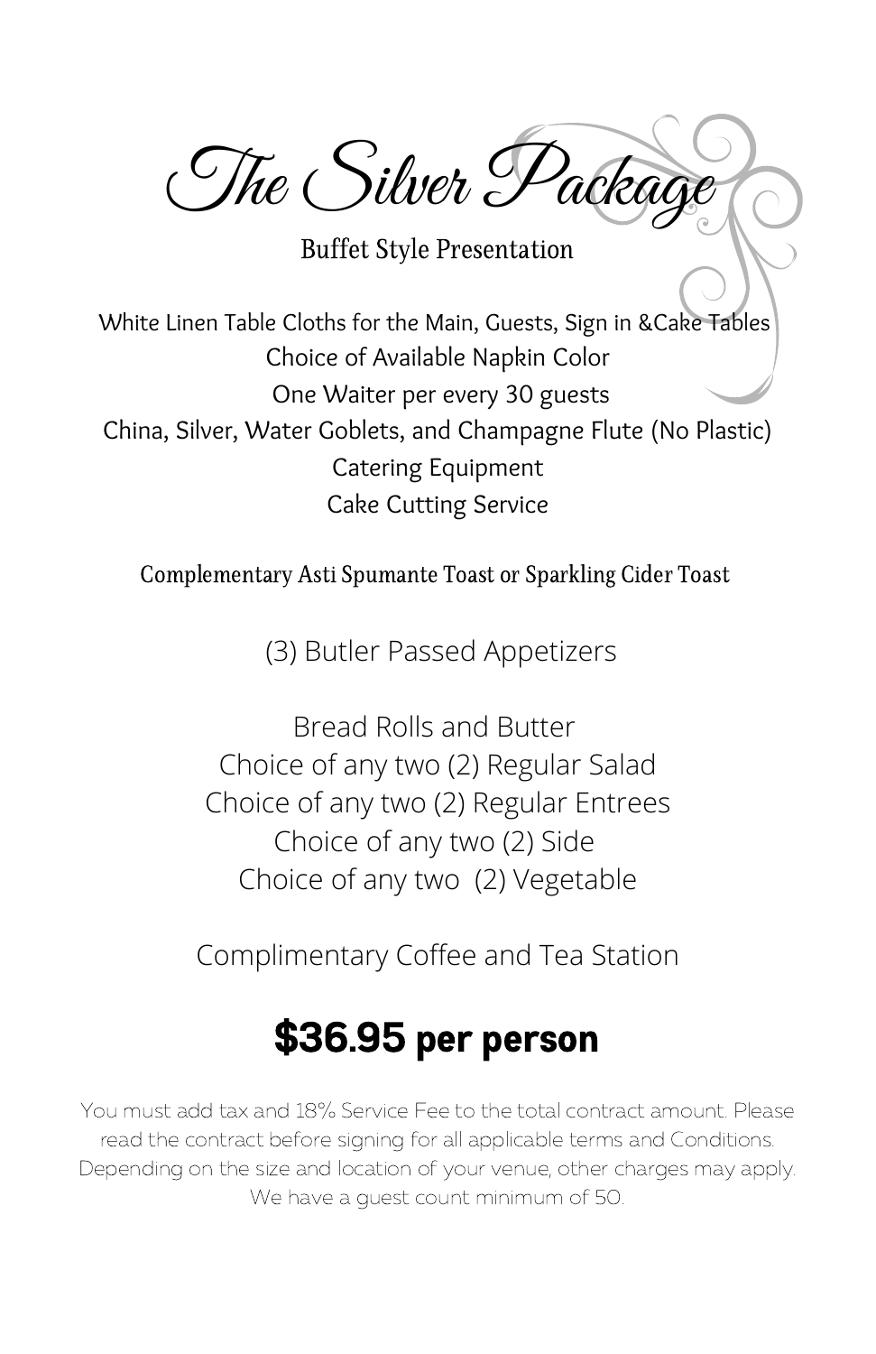# The Silver Package

Buffet Style Presentation

White Linen Table Cloths for the Main, Guests, Sign in &Cake Tables
Choice of Available Napkin Color
One Waiter per every 30 guests
China, Silver, Water Goblets, and Champagne Flute (No Plastic)
Catering Equipment
Cake Cutting Service

Complementary Asti Spumante Toast or Sparkling Cider Toast

(3) Butler Passed Appetizers

Bread Rolls and Butter
Choice of any two (2) Regular Salad
Choice of any two (2) Regular Entrees
Choice of any two (2) Side
Choice of any two (2) Vegetable

Complimentary Coffee and Tea Station

## $36.95 per person

You must add tax and 18% Service Fee to the total contract amount. Please read the contract before signing for all applicable terms and Conditions. Depending on the size and location of your venue, other charges may apply. We have a guest count minimum of 50.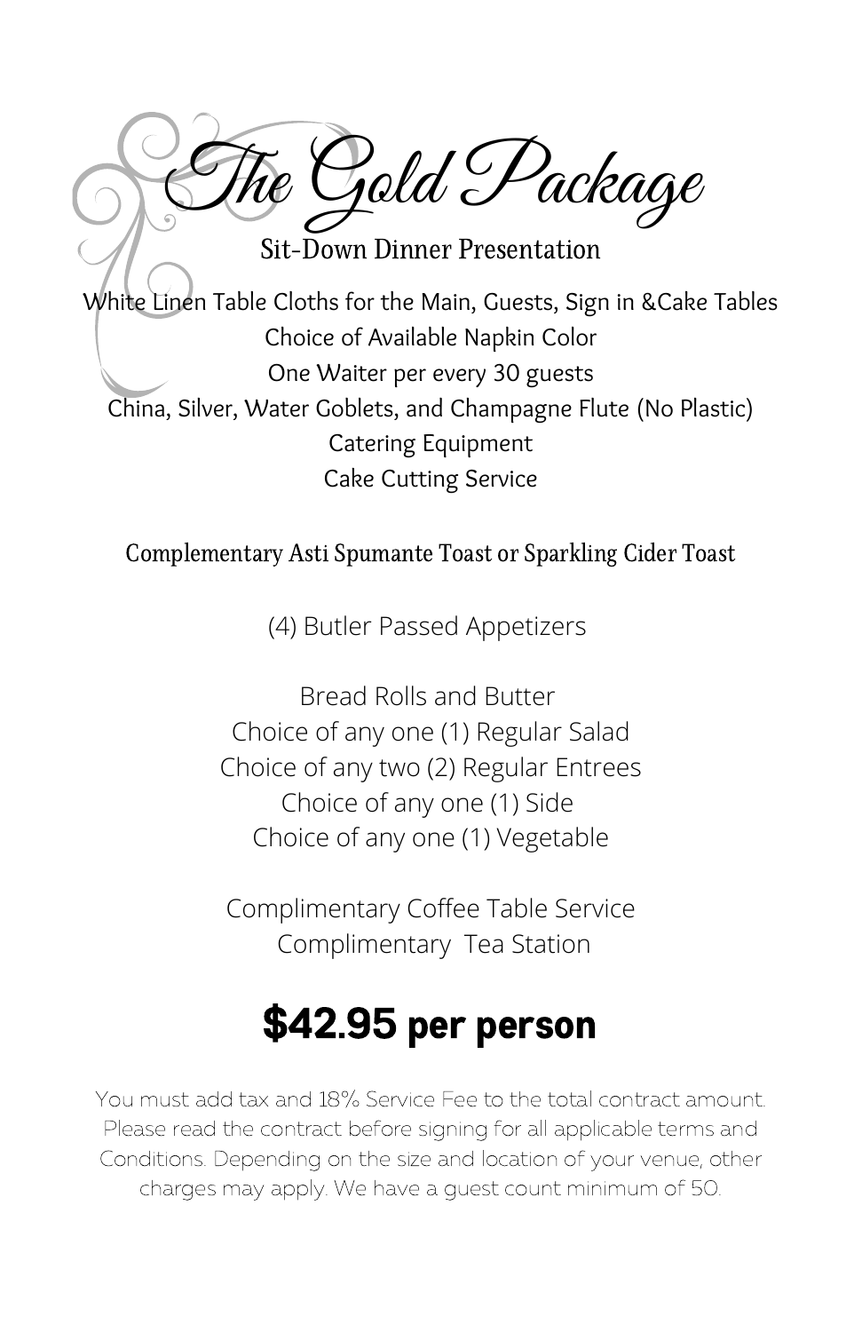# The Gold Package

## Sit-Down Dinner Presentation

White Linen Table Cloths for the Main, Guests, Sign in &Cake Tables
Choice of Available Napkin Color
One Waiter per every 30 guests
China, Silver, Water Goblets, and Champagne Flute (No Plastic)
Catering Equipment
Cake Cutting Service

Complementary Asti Spumante Toast or Sparkling Cider Toast

(4) Butler Passed Appetizers

Bread Rolls and Butter
Choice of any one (1) Regular Salad
Choice of any two (2) Regular Entrees
Choice of any one (1) Side
Choice of any one (1) Vegetable

Complimentary Coffee Table Service
Complimentary Tea Station

## $42.95 per person

You must add tax and 18% Service Fee to the total contract amount. Please read the contract before signing for all applicable terms and Conditions. Depending on the size and location of your venue, other charges may apply. We have a guest count minimum of 50.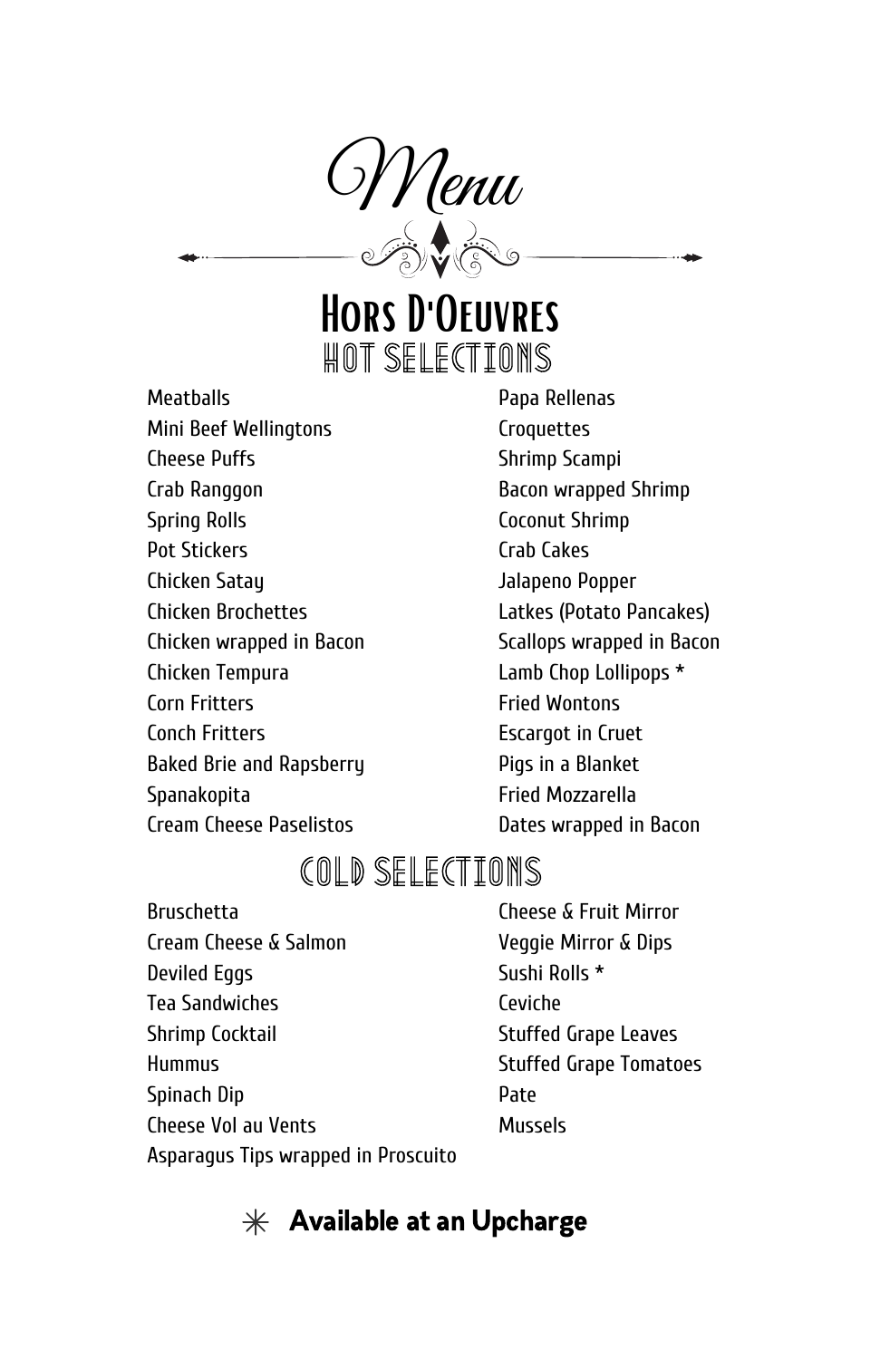# Menu

## Hors D'Oeuvres

### Hot Selections

Meatballs
Mini Beef Wellingtons
Cheese Puffs
Crab Ranggon
Spring Rolls
Pot Stickers
Chicken Satay
Chicken Brochettes
Chicken wrapped in Bacon
Chicken Tempura
Corn Fritters
Conch Fritters
Baked Brie and Rapsberry
Spanakopita
Cream Cheese Paselistos
Papa Rellenas
Croquettes
Shrimp Scampi
Bacon wrapped Shrimp
Coconut Shrimp
Crab Cakes
Jalapeno Popper
Latkes (Potato Pancakes)
Scallops wrapped in Bacon
Lamb Chop Lollipops *
Fried Wontons
Escargot in Cruet
Pigs in a Blanket
Fried Mozzarella
Dates wrapped in Bacon

### Cold Selections

Bruschetta
Cream Cheese & Salmon
Deviled Eggs
Tea Sandwiches
Shrimp Cocktail
Hummus
Spinach Dip
Cheese Vol au Vents
Asparagus Tips wrapped in Proscuito
Cheese & Fruit Mirror
Veggie Mirror & Dips
Sushi Rolls *
Ceviche
Stuffed Grape Leaves
Stuffed Grape Tomatoes
Pate
Mussels

✳ **Available at an Upcharge**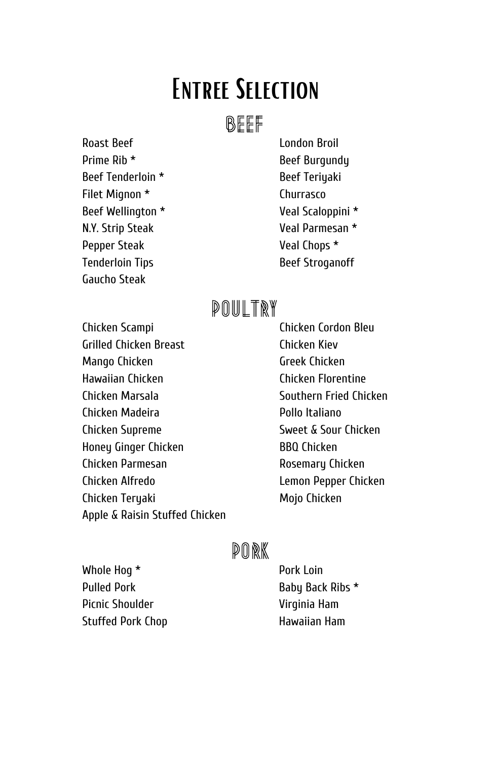# Entree Selection

## Beef

Roast Beef
Prime Rib *
Beef Tenderloin *
Filet Mignon *
Beef Wellington *
N.Y. Strip Steak
Pepper Steak
Tenderloin Tips
Gaucho Steak
London Broil
Beef Burgundy
Beef Teriyaki
Churrasco
Veal Scaloppini *
Veal Parmesan *
Veal Chops *
Beef Stroganoff

## Poultry

Chicken Scampi
Grilled Chicken Breast
Mango Chicken
Hawaiian Chicken
Chicken Marsala
Chicken Madeira
Chicken Supreme
Honey Ginger Chicken
Chicken Parmesan
Chicken Alfredo
Chicken Teryaki
Apple & Raisin Stuffed Chicken
Chicken Cordon Bleu
Chicken Kiev
Greek Chicken
Chicken Florentine
Southern Fried Chicken
Pollo Italiano
Sweet & Sour Chicken
BBQ Chicken
Rosemary Chicken
Lemon Pepper Chicken
Mojo Chicken

## Pork

Whole Hog *
Pulled Pork
Picnic Shoulder
Stuffed Pork Chop
Pork Loin
Baby Back Ribs *
Virginia Ham
Hawaiian Ham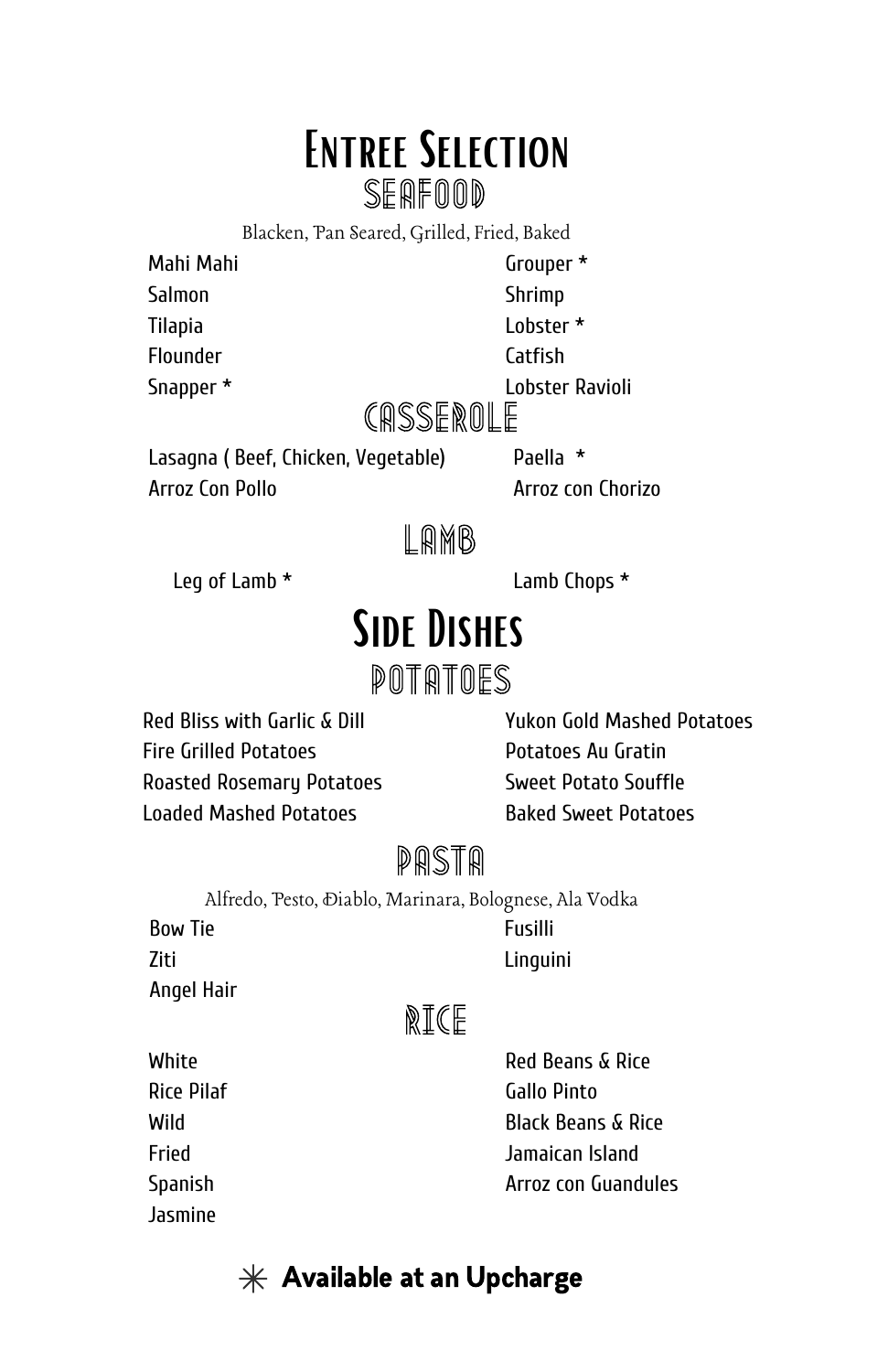# Entree Selection

## Seafood

Blacken, Pan Seared, Grilled, Fried, Baked

- Mahi Mahi
- Salmon
- Tilapia
- Flounder
- Snapper *
- Grouper *
- Shrimp
- Lobster *
- Catfish
- Lobster Ravioli

## Casserole

- Lasagna ( Beef, Chicken, Vegetable)
- Arroz Con Pollo
- Paella *
- Arroz con Chorizo

## Lamb

- Leg of Lamb *
- Lamb Chops *

# Side Dishes

## Potatoes

- Red Bliss with Garlic & Dill
- Fire Grilled Potatoes
- Roasted Rosemary Potatoes
- Loaded Mashed Potatoes
- Yukon Gold Mashed Potatoes
- Potatoes Au Gratin
- Sweet Potato Souffle
- Baked Sweet Potatoes

## Pasta

Alfredo, Pesto, Diablo, Marinara, Bolognese, Ala Vodka

- Bow Tie
- Ziti
- Angel Hair
- Fusilli
- Linguini

## Rice

- White
- Rice Pilaf
- Wild
- Fried
- Spanish
- Jasmine
- Red Beans & Rice
- Gallo Pinto
- Black Beans & Rice
- Jamaican Island
- Arroz con Guandules

**✳ Available at an Upcharge**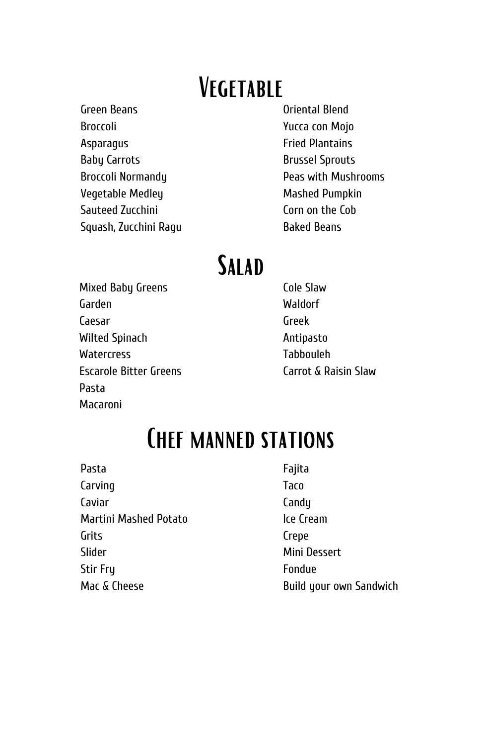# Vegetable

- Green Beans
- Broccoli
- Asparagus
- Baby Carrots
- Broccoli Normandy
- Vegetable Medley
- Sauteed Zucchini
- Squash, Zucchini Ragu
- Oriental Blend
- Yucca con Mojo
- Fried Plantains
- Brussel Sprouts
- Peas with Mushrooms
- Mashed Pumpkin
- Corn on the Cob
- Baked Beans

# Salad

- Mixed Baby Greens
- Garden
- Caesar
- Wilted Spinach
- Watercress
- Escarole Bitter Greens
- Pasta
- Macaroni
- Cole Slaw
- Waldorf
- Greek
- Antipasto
- Tabbouleh
- Carrot & Raisin Slaw

# Chef manned stations

- Pasta
- Carving
- Caviar
- Martini Mashed Potato
- Grits
- Slider
- Stir Fry
- Mac & Cheese
- Fajita
- Taco
- Candy
- Ice Cream
- Crepe
- Mini Dessert
- Fondue
- Build your own Sandwich